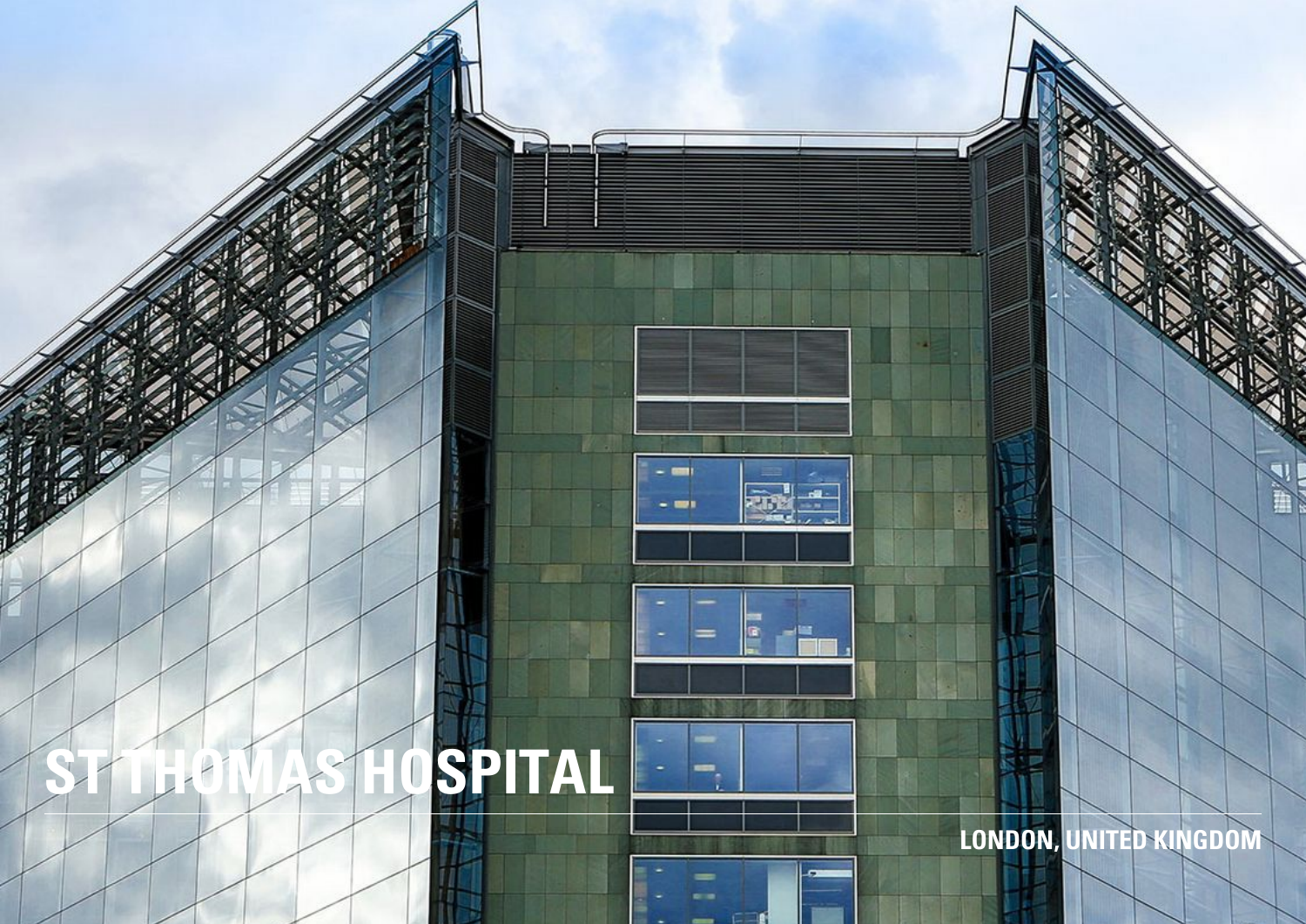# ST THOMAS HOSPITAL

LONDON, UNITED KINGDOM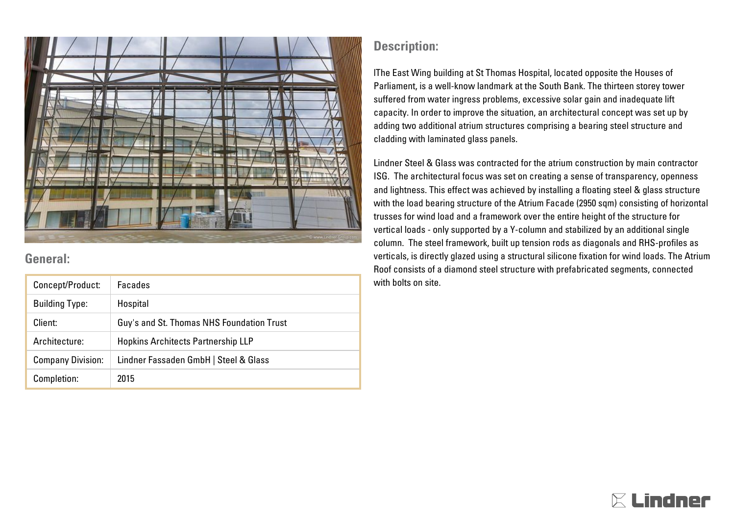## General:

| Concept/Product: | Facades |
|---|---|
| Building Type: | Hospital |
| Client: | Guy's and St. Thomas NHS Foundation Trust |
| Architecture: | Hopkins Architects Partnership LLP |
| Company Division: | Lindner Fassaden GmbH \| Steel & Glass |
| Completion: | 2015 |

## Description:

lThe East Wing building at St Thomas Hospital, located opposite the Houses of Parliament, is a well-know landmark at the South Bank. The thirteen storey tower suffered from water ingress problems, excessive solar gain and inadequate lift capacity. In order to improve the situation, an architectural concept was set up by adding two additional atrium structures comprising a bearing steel structure and cladding with laminated glass panels.

Lindner Steel & Glass was contracted for the atrium construction by main contractor ISG. The architectural focus was set on creating a sense of transparency, openness and lightness. This effect was achieved by installing a floating steel & glass structure with the load bearing structure of the Atrium Facade (2950 sqm) consisting of horizontal trusses for wind load and a framework over the entire height of the structure for vertical loads - only supported by a Y-column and stabilized by an additional single column. The steel framework, built up tension rods as diagonals and RHS-profiles as verticals, is directly glazed using a structural silicone fixation for wind loads. The Atrium Roof consists of a diamond steel structure with prefabricated segments, connected with bolts on site.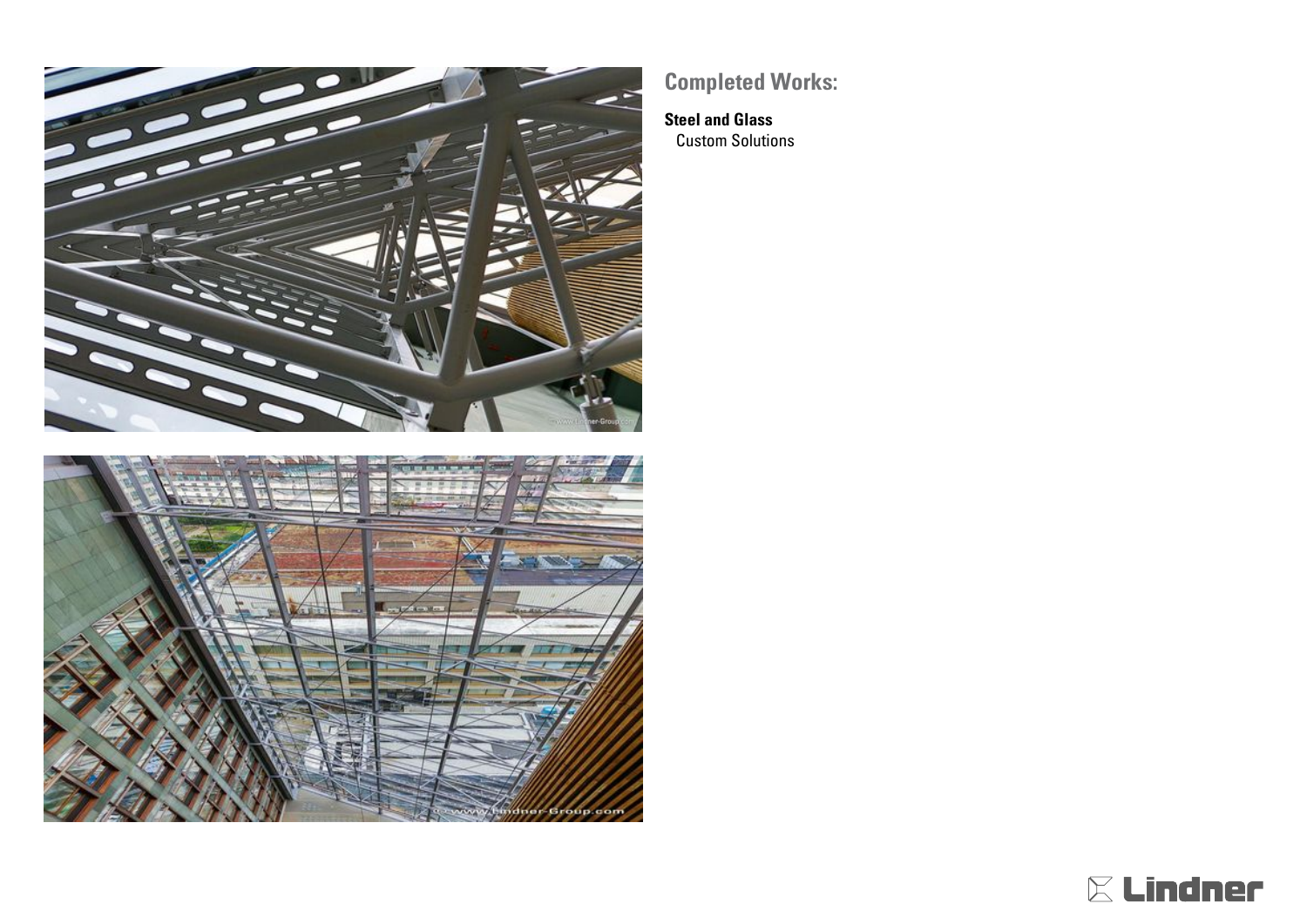## Completed Works:

**Steel and Glass**
Custom Solutions